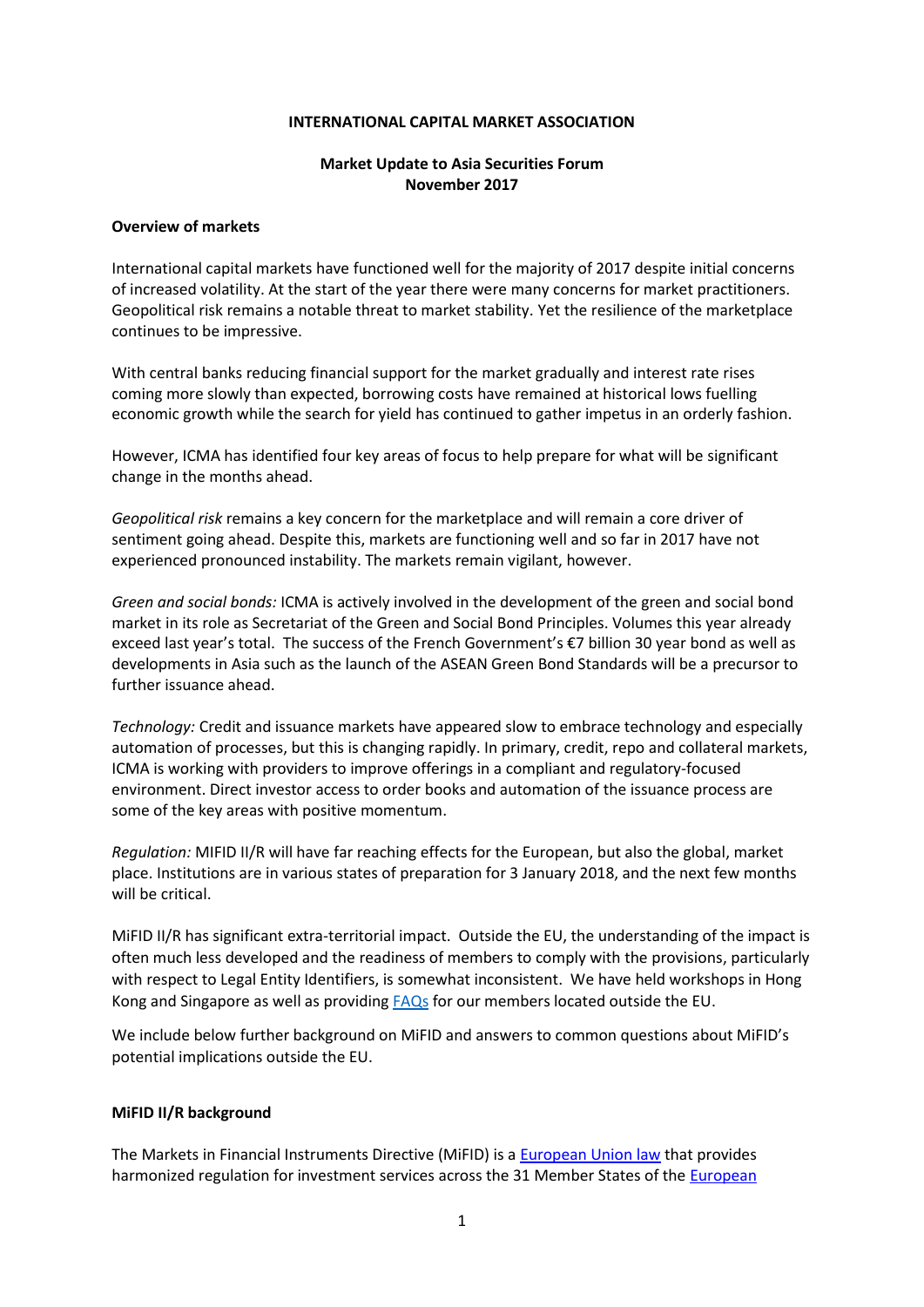**INTERNATIONAL CAPITAL MARKET ASSOCIATION**

**Market Update to Asia Securities Forum**
**November 2017**

**Overview of markets**

International capital markets have functioned well for the majority of 2017 despite initial concerns of increased volatility. At the start of the year there were many concerns for market practitioners. Geopolitical risk remains a notable threat to market stability. Yet the resilience of the marketplace continues to be impressive.

With central banks reducing financial support for the market gradually and interest rate rises coming more slowly than expected, borrowing costs have remained at historical lows fuelling economic growth while the search for yield has continued to gather impetus in an orderly fashion.

However, ICMA has identified four key areas of focus to help prepare for what will be significant change in the months ahead.

*Geopolitical risk* remains a key concern for the marketplace and will remain a core driver of sentiment going ahead. Despite this, markets are functioning well and so far in 2017 have not experienced pronounced instability. The markets remain vigilant, however.

*Green and social bonds:* ICMA is actively involved in the development of the green and social bond market in its role as Secretariat of the Green and Social Bond Principles. Volumes this year already exceed last year's total. The success of the French Government's €7 billion 30 year bond as well as developments in Asia such as the launch of the ASEAN Green Bond Standards will be a precursor to further issuance ahead.

*Technology:* Credit and issuance markets have appeared slow to embrace technology and especially automation of processes, but this is changing rapidly. In primary, credit, repo and collateral markets, ICMA is working with providers to improve offerings in a compliant and regulatory-focused environment. Direct investor access to order books and automation of the issuance process are some of the key areas with positive momentum.

*Regulation:* MIFID II/R will have far reaching effects for the European, but also the global, market place. Institutions are in various states of preparation for 3 January 2018, and the next few months will be critical.

MiFID II/R has significant extra-territorial impact. Outside the EU, the understanding of the impact is often much less developed and the readiness of members to comply with the provisions, particularly with respect to Legal Entity Identifiers, is somewhat inconsistent. We have held workshops in Hong Kong and Singapore as well as providing FAQs for our members located outside the EU.

We include below further background on MiFID and answers to common questions about MiFID's potential implications outside the EU.

**MiFID II/R background**

The Markets in Financial Instruments Directive (MiFID) is a European Union law that provides harmonized regulation for investment services across the 31 Member States of the European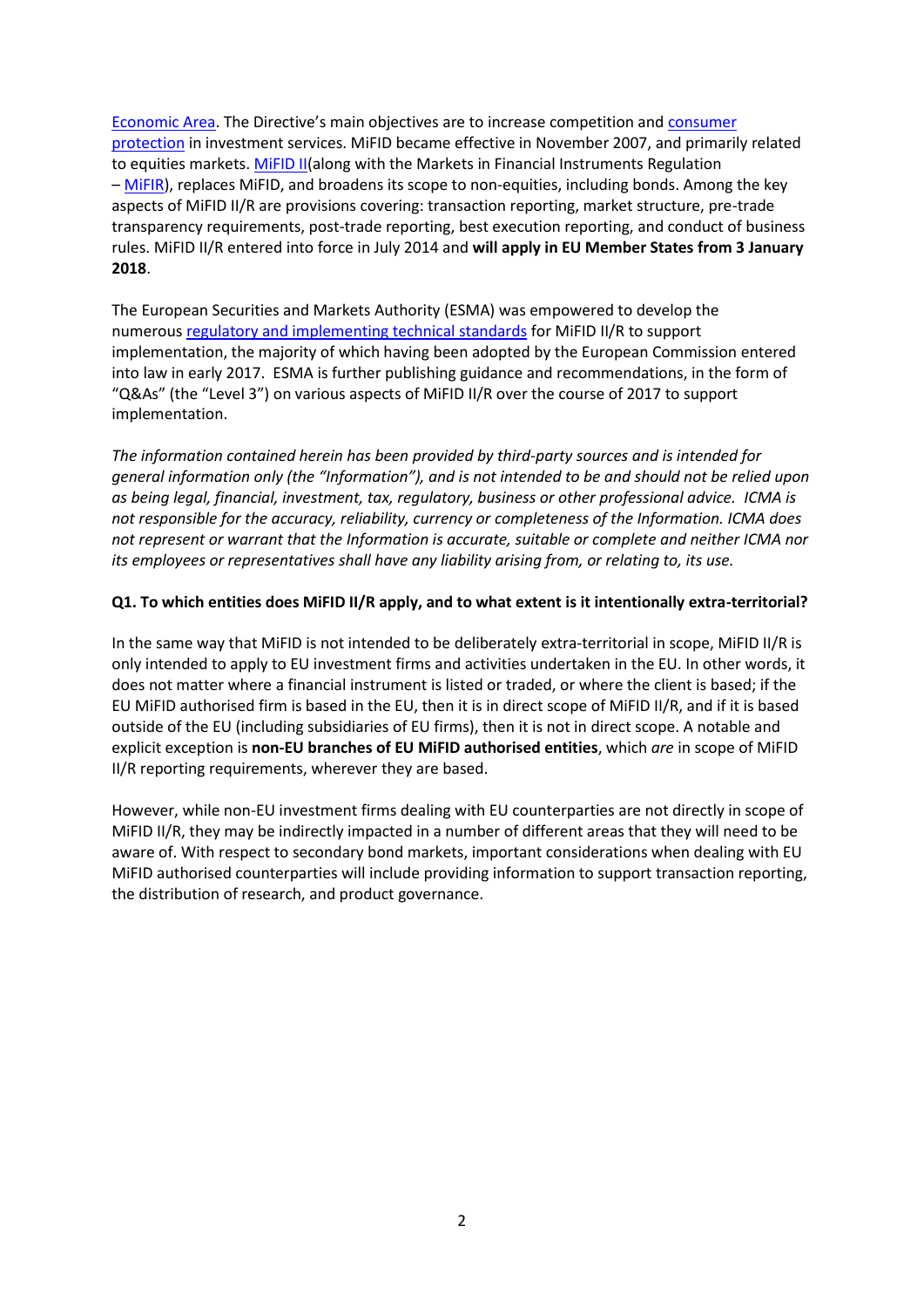Economic Area. The Directive's main objectives are to increase competition and consumer protection in investment services. MiFID became effective in November 2007, and primarily related to equities markets. MiFID II(along with the Markets in Financial Instruments Regulation – MiFIR), replaces MiFID, and broadens its scope to non-equities, including bonds. Among the key aspects of MiFID II/R are provisions covering: transaction reporting, market structure, pre-trade transparency requirements, post-trade reporting, best execution reporting, and conduct of business rules. MiFID II/R entered into force in July 2014 and **will apply in EU Member States from 3 January 2018**.

The European Securities and Markets Authority (ESMA) was empowered to develop the numerous regulatory and implementing technical standards for MiFID II/R to support implementation, the majority of which having been adopted by the European Commission entered into law in early 2017. ESMA is further publishing guidance and recommendations, in the form of "Q&As" (the "Level 3") on various aspects of MiFID II/R over the course of 2017 to support implementation.

*The information contained herein has been provided by third-party sources and is intended for general information only (the "Information"), and is not intended to be and should not be relied upon as being legal, financial, investment, tax, regulatory, business or other professional advice. ICMA is not responsible for the accuracy, reliability, currency or completeness of the Information. ICMA does not represent or warrant that the Information is accurate, suitable or complete and neither ICMA nor its employees or representatives shall have any liability arising from, or relating to, its use.*

**Q1. To which entities does MiFID II/R apply, and to what extent is it intentionally extra-territorial?**

In the same way that MiFID is not intended to be deliberately extra-territorial in scope, MiFID II/R is only intended to apply to EU investment firms and activities undertaken in the EU. In other words, it does not matter where a financial instrument is listed or traded, or where the client is based; if the EU MiFID authorised firm is based in the EU, then it is in direct scope of MiFID II/R, and if it is based outside of the EU (including subsidiaries of EU firms), then it is not in direct scope. A notable and explicit exception is **non-EU branches of EU MiFID authorised entities**, which *are* in scope of MiFID II/R reporting requirements, wherever they are based.

However, while non-EU investment firms dealing with EU counterparties are not directly in scope of MiFID II/R, they may be indirectly impacted in a number of different areas that they will need to be aware of. With respect to secondary bond markets, important considerations when dealing with EU MiFID authorised counterparties will include providing information to support transaction reporting, the distribution of research, and product governance.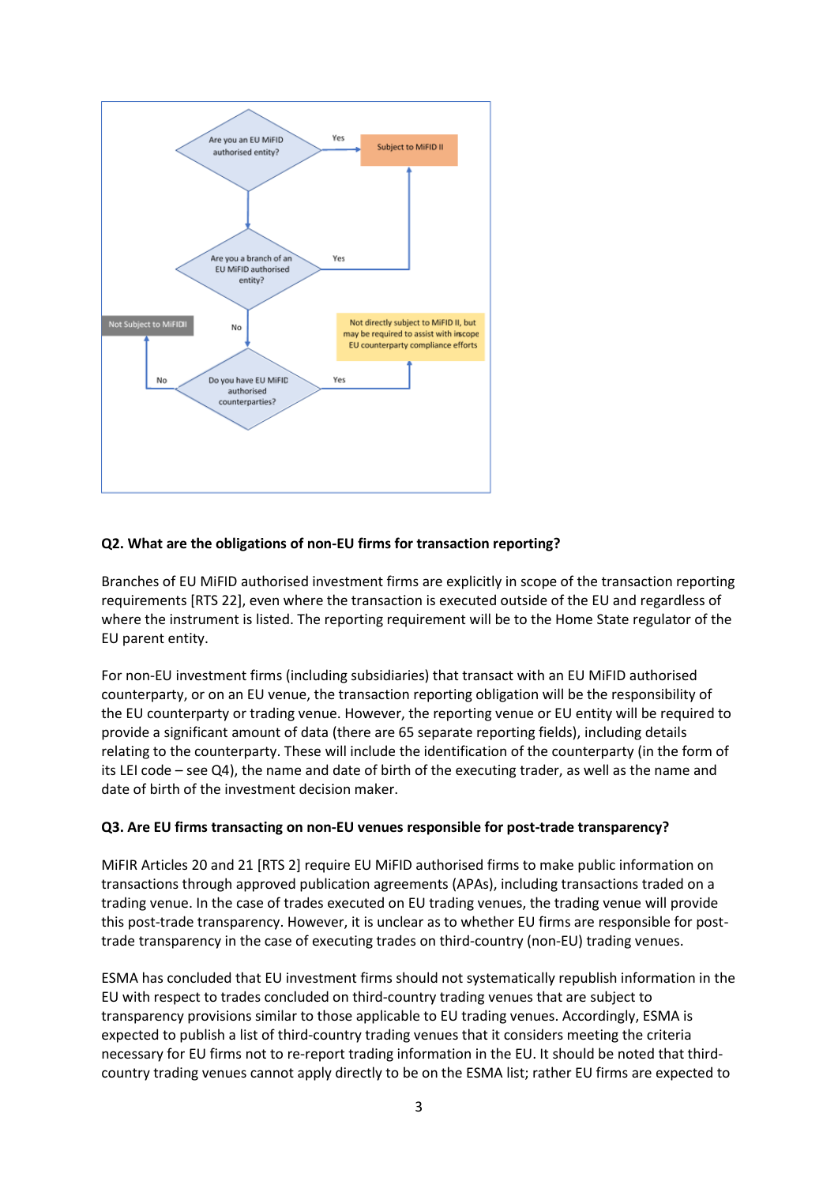Are you an EU MiFID authorised entity? — Yes → Subject to MiFID II

No ↓

Are you a branch of an EU MiFID authorised entity? — Yes → Subject to MiFID II

No ↓

Do you have EU MiFID authorised counterparties? — Yes → Not directly subject to MiFID II, but may be required to assist with inscope EU counterparty compliance efforts

No → Not Subject to MiFIDII

**Q2. What are the obligations of non-EU firms for transaction reporting?**

Branches of EU MiFID authorised investment firms are explicitly in scope of the transaction reporting requirements [RTS 22], even where the transaction is executed outside of the EU and regardless of where the instrument is listed. The reporting requirement will be to the Home State regulator of the EU parent entity.

For non-EU investment firms (including subsidiaries) that transact with an EU MiFID authorised counterparty, or on an EU venue, the transaction reporting obligation will be the responsibility of the EU counterparty or trading venue. However, the reporting venue or EU entity will be required to provide a significant amount of data (there are 65 separate reporting fields), including details relating to the counterparty. These will include the identification of the counterparty (in the form of its LEI code – see Q4), the name and date of birth of the executing trader, as well as the name and date of birth of the investment decision maker.

**Q3. Are EU firms transacting on non-EU venues responsible for post-trade transparency?**

MiFIR Articles 20 and 21 [RTS 2] require EU MiFID authorised firms to make public information on transactions through approved publication agreements (APAs), including transactions traded on a trading venue. In the case of trades executed on EU trading venues, the trading venue will provide this post-trade transparency. However, it is unclear as to whether EU firms are responsible for post-trade transparency in the case of executing trades on third-country (non-EU) trading venues.

ESMA has concluded that EU investment firms should not systematically republish information in the EU with respect to trades concluded on third-country trading venues that are subject to transparency provisions similar to those applicable to EU trading venues. Accordingly, ESMA is expected to publish a list of third-country trading venues that it considers meeting the criteria necessary for EU firms not to re-report trading information in the EU. It should be noted that third-country trading venues cannot apply directly to be on the ESMA list; rather EU firms are expected to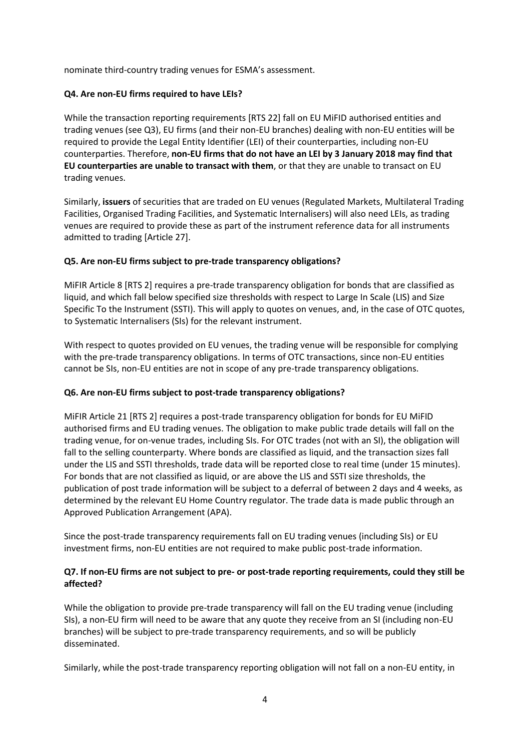nominate third-country trading venues for ESMA's assessment.

**Q4. Are non-EU firms required to have LEIs?**

While the transaction reporting requirements [RTS 22] fall on EU MiFID authorised entities and trading venues (see Q3), EU firms (and their non-EU branches) dealing with non-EU entities will be required to provide the Legal Entity Identifier (LEI) of their counterparties, including non-EU counterparties. Therefore, **non-EU firms that do not have an LEI by 3 January 2018 may find that EU counterparties are unable to transact with them**, or that they are unable to transact on EU trading venues.

Similarly, **issuers** of securities that are traded on EU venues (Regulated Markets, Multilateral Trading Facilities, Organised Trading Facilities, and Systematic Internalisers) will also need LEIs, as trading venues are required to provide these as part of the instrument reference data for all instruments admitted to trading [Article 27].

**Q5. Are non-EU firms subject to pre-trade transparency obligations?**

MiFIR Article 8 [RTS 2] requires a pre-trade transparency obligation for bonds that are classified as liquid, and which fall below specified size thresholds with respect to Large In Scale (LIS) and Size Specific To the Instrument (SSTI). This will apply to quotes on venues, and, in the case of OTC quotes, to Systematic Internalisers (SIs) for the relevant instrument.

With respect to quotes provided on EU venues, the trading venue will be responsible for complying with the pre-trade transparency obligations. In terms of OTC transactions, since non-EU entities cannot be SIs, non-EU entities are not in scope of any pre-trade transparency obligations.

**Q6. Are non-EU firms subject to post-trade transparency obligations?**

MiFIR Article 21 [RTS 2] requires a post-trade transparency obligation for bonds for EU MiFID authorised firms and EU trading venues. The obligation to make public trade details will fall on the trading venue, for on-venue trades, including SIs. For OTC trades (not with an SI), the obligation will fall to the selling counterparty. Where bonds are classified as liquid, and the transaction sizes fall under the LIS and SSTI thresholds, trade data will be reported close to real time (under 15 minutes). For bonds that are not classified as liquid, or are above the LIS and SSTI size thresholds, the publication of post trade information will be subject to a deferral of between 2 days and 4 weeks, as determined by the relevant EU Home Country regulator. The trade data is made public through an Approved Publication Arrangement (APA).

Since the post-trade transparency requirements fall on EU trading venues (including SIs) or EU investment firms, non-EU entities are not required to make public post-trade information.

**Q7. If non-EU firms are not subject to pre- or post-trade reporting requirements, could they still be affected?**

While the obligation to provide pre-trade transparency will fall on the EU trading venue (including SIs), a non-EU firm will need to be aware that any quote they receive from an SI (including non-EU branches) will be subject to pre-trade transparency requirements, and so will be publicly disseminated.

Similarly, while the post-trade transparency reporting obligation will not fall on a non-EU entity, in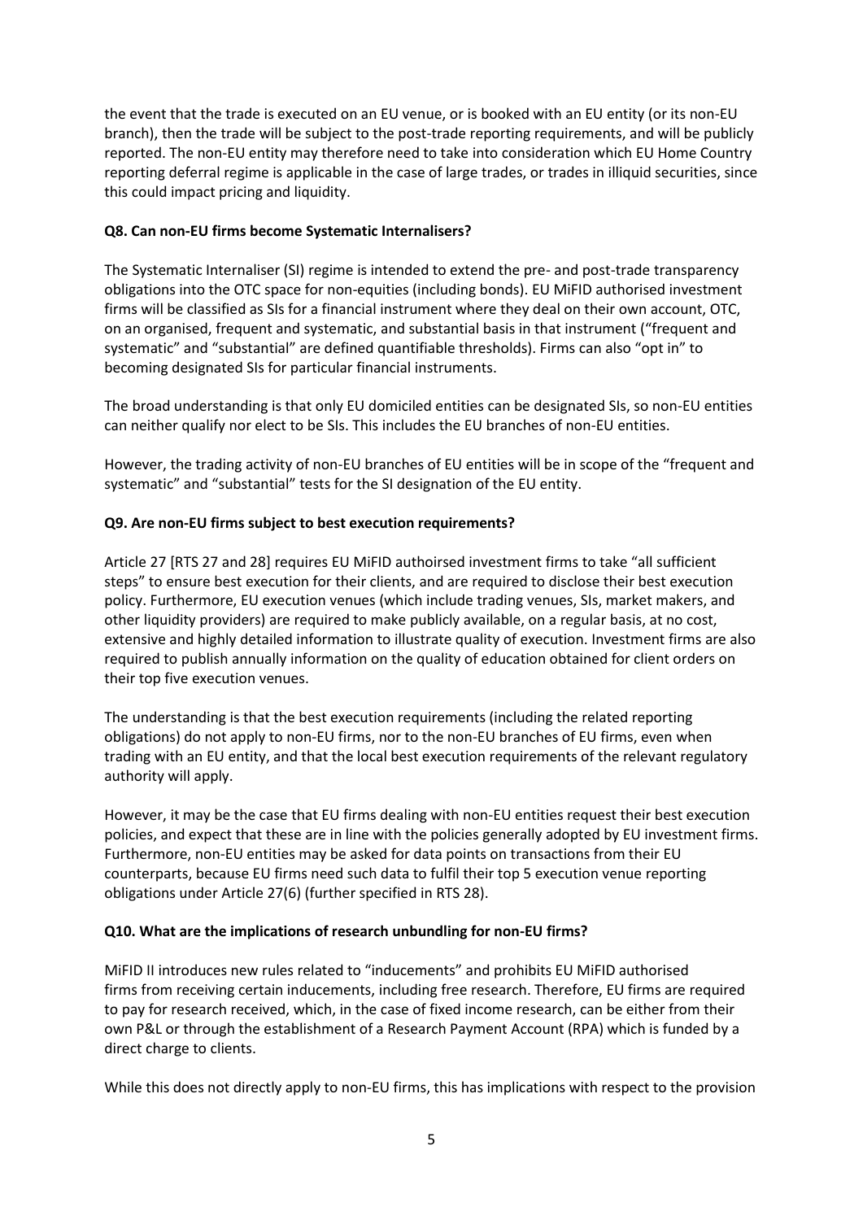the event that the trade is executed on an EU venue, or is booked with an EU entity (or its non-EU branch), then the trade will be subject to the post-trade reporting requirements, and will be publicly reported. The non-EU entity may therefore need to take into consideration which EU Home Country reporting deferral regime is applicable in the case of large trades, or trades in illiquid securities, since this could impact pricing and liquidity.

**Q8. Can non-EU firms become Systematic Internalisers?**

The Systematic Internaliser (SI) regime is intended to extend the pre- and post-trade transparency obligations into the OTC space for non-equities (including bonds). EU MiFID authorised investment firms will be classified as SIs for a financial instrument where they deal on their own account, OTC, on an organised, frequent and systematic, and substantial basis in that instrument ("frequent and systematic" and "substantial" are defined quantifiable thresholds). Firms can also "opt in" to becoming designated SIs for particular financial instruments.

The broad understanding is that only EU domiciled entities can be designated SIs, so non-EU entities can neither qualify nor elect to be SIs. This includes the EU branches of non-EU entities.

However, the trading activity of non-EU branches of EU entities will be in scope of the "frequent and systematic" and "substantial" tests for the SI designation of the EU entity.

**Q9. Are non-EU firms subject to best execution requirements?**

Article 27 [RTS 27 and 28] requires EU MiFID authoirsed investment firms to take "all sufficient steps" to ensure best execution for their clients, and are required to disclose their best execution policy. Furthermore, EU execution venues (which include trading venues, SIs, market makers, and other liquidity providers) are required to make publicly available, on a regular basis, at no cost, extensive and highly detailed information to illustrate quality of execution. Investment firms are also required to publish annually information on the quality of education obtained for client orders on their top five execution venues.

The understanding is that the best execution requirements (including the related reporting obligations) do not apply to non-EU firms, nor to the non-EU branches of EU firms, even when trading with an EU entity, and that the local best execution requirements of the relevant regulatory authority will apply.

However, it may be the case that EU firms dealing with non-EU entities request their best execution policies, and expect that these are in line with the policies generally adopted by EU investment firms. Furthermore, non-EU entities may be asked for data points on transactions from their EU counterparts, because EU firms need such data to fulfil their top 5 execution venue reporting obligations under Article 27(6) (further specified in RTS 28).

**Q10. What are the implications of research unbundling for non-EU firms?**

MiFID II introduces new rules related to "inducements" and prohibits EU MiFID authorised firms from receiving certain inducements, including free research. Therefore, EU firms are required to pay for research received, which, in the case of fixed income research, can be either from their own P&L or through the establishment of a Research Payment Account (RPA) which is funded by a direct charge to clients.

While this does not directly apply to non-EU firms, this has implications with respect to the provision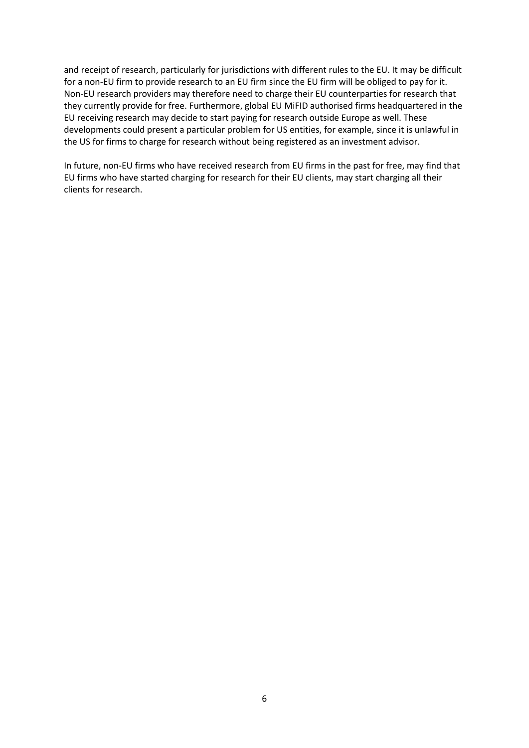and receipt of research, particularly for jurisdictions with different rules to the EU. It may be difficult for a non-EU firm to provide research to an EU firm since the EU firm will be obliged to pay for it. Non-EU research providers may therefore need to charge their EU counterparties for research that they currently provide for free. Furthermore, global EU MiFID authorised firms headquartered in the EU receiving research may decide to start paying for research outside Europe as well. These developments could present a particular problem for US entities, for example, since it is unlawful in the US for firms to charge for research without being registered as an investment advisor.

In future, non-EU firms who have received research from EU firms in the past for free, may find that EU firms who have started charging for research for their EU clients, may start charging all their clients for research.